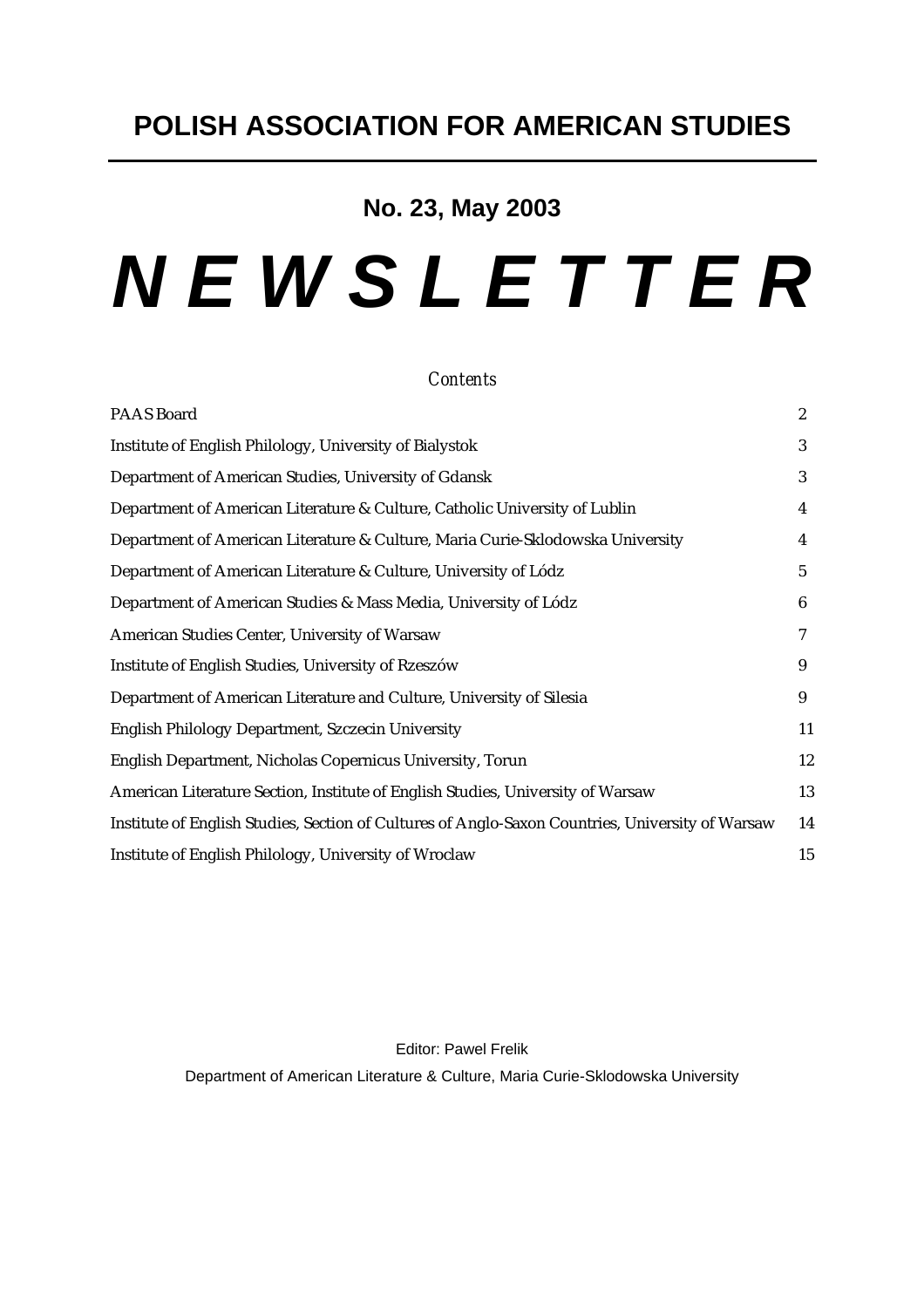# POLISH ASSOCIATION FOR AMERICAN STUDIES

**No. 23, May 2003**

# *N E W S L E T T E R*

*Contents*

| | |
|---|---|
| PAAS Board | 2 |
| Institute of English Philology, University of Bialystok | 3 |
| Department of American Studies, University of Gdansk | 3 |
| Department of American Literature & Culture, Catholic University of Lublin | 4 |
| Department of American Literature & Culture, Maria Curie-Sklodowska University | 4 |
| Department of American Literature & Culture, University of Lódz | 5 |
| Department of American Studies & Mass Media, University of Lódz | 6 |
| American Studies Center, University of Warsaw | 7 |
| Institute of English Studies, University of Rzeszów | 9 |
| Department of American Literature and Culture, University of Silesia | 9 |
| English Philology Department, Szczecin University | 11 |
| English Department, Nicholas Copernicus University, Torun | 12 |
| American Literature Section, Institute of English Studies, University of Warsaw | 13 |
| Institute of English Studies, Section of Cultures of Anglo-Saxon Countries, University of Warsaw | 14 |
| Institute of English Philology, University of Wroclaw | 15 |

Editor: Pawel Frelik

Department of American Literature & Culture, Maria Curie-Sklodowska University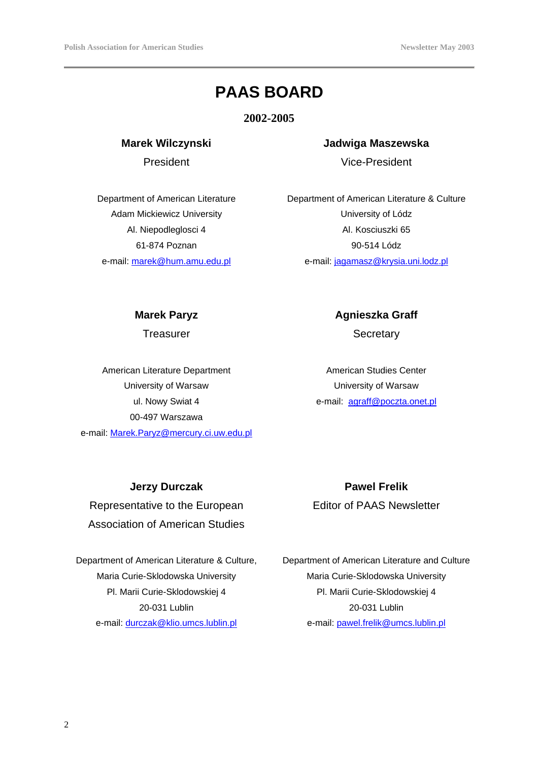# PAAS BOARD

## 2002-2005

**Marek Wilczynski**
President

Department of American Literature
Adam Mickiewicz University
Al. Niepodleglosci 4
61-874 Poznan
e-mail: marek@hum.amu.edu.pl

**Jadwiga Maszewska**
Vice-President

Department of American Literature & Culture
University of Lódz
Al. Kosciuszki 65
90-514 Lódz
e-mail: jagamasz@krysia.uni.lodz.pl

**Marek Paryz**
Treasurer

American Literature Department
University of Warsaw
ul. Nowy Swiat 4
00-497 Warszawa
e-mail: Marek.Paryz@mercury.ci.uw.edu.pl

**Agnieszka Graff**
Secretary

American Studies Center
University of Warsaw
e-mail: agraff@poczta.onet.pl

**Jerzy Durczak**
Representative to the European Association of American Studies

Department of American Literature & Culture,
Maria Curie-Sklodowska University
Pl. Marii Curie-Sklodowskiej 4
20-031 Lublin
e-mail: durczak@klio.umcs.lublin.pl

**Pawel Frelik**
Editor of PAAS Newsletter

Department of American Literature and Culture
Maria Curie-Sklodowska University
Pl. Marii Curie-Sklodowskiej 4
20-031 Lublin
e-mail: pawel.frelik@umcs.lublin.pl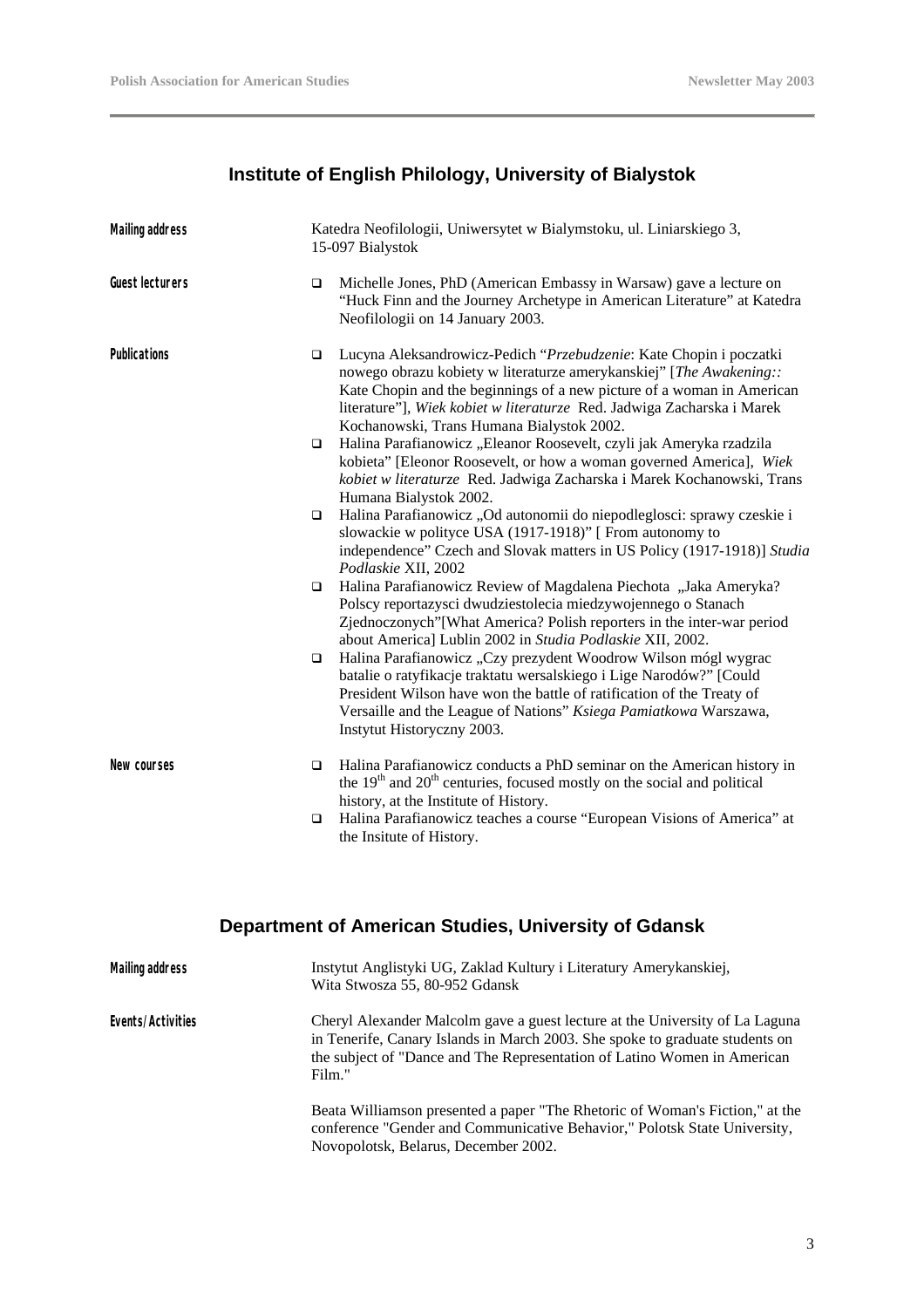## Institute of English Philology, University of Bialystok

**Mailing address**

Katedra Neofilologii, Uniwersytet w Bialymstoku, ul. Liniarskiego 3, 15-097 Bialystok

**Guest lecturers**

- Michelle Jones, PhD (American Embassy in Warsaw) gave a lecture on "Huck Finn and the Journey Archetype in American Literature" at Katedra Neofilologii on 14 January 2003.

**Publications**

- Lucyna Aleksandrowicz-Pedich "*Przebudzenie*: Kate Chopin i poczatki nowego obrazu kobiety w literaturze amerykanskiej" [*The Awakening::* Kate Chopin and the beginnings of a new picture of a woman in American literature"], *Wiek kobiet w literaturze* Red. Jadwiga Zacharska i Marek Kochanowski, Trans Humana Bialystok 2002.
- Halina Parafianowicz „Eleanor Roosevelt, czyli jak Ameryka rzadzila kobieta" [Eleonor Roosevelt, or how a woman governed America], *Wiek kobiet w literaturze* Red. Jadwiga Zacharska i Marek Kochanowski, Trans Humana Bialystok 2002.
- Halina Parafianowicz „Od autonomii do niepodleglosci: sprawy czeskie i slowackie w polityce USA (1917-1918)" [ From autonomy to independence" Czech and Slovak matters in US Policy (1917-1918)] *Studia Podlaskie* XII, 2002
- Halina Parafianowicz Review of Magdalena Piechota „Jaka Ameryka? Polscy reportazysci dwudziestolecia miedzywojennego o Stanach Zjednoczonych"[What America? Polish reporters in the inter-war period about America] Lublin 2002 in *Studia Podlaskie* XII, 2002.
- Halina Parafianowicz „Czy prezydent Woodrow Wilson mógl wygrac batalie o ratyfikacje traktatu wersalskiego i Lige Narodów?" [Could President Wilson have won the battle of ratification of the Treaty of Versaille and the League of Nations" *Ksiega Pamiatkowa* Warszawa, Instytut Historyczny 2003.

**New courses**

- Halina Parafianowicz conducts a PhD seminar on the American history in the 19th and 20th centuries, focused mostly on the social and political history, at the Institute of History.
- Halina Parafianowicz teaches a course "European Visions of America" at the Insitute of History.

## Department of American Studies, University of Gdansk

**Mailing address**

Instytut Anglistyki UG, Zaklad Kultury i Literatury Amerykanskiej, Wita Stwosza 55, 80-952 Gdansk

**Events/Activities**

Cheryl Alexander Malcolm gave a guest lecture at the University of La Laguna in Tenerife, Canary Islands in March 2003. She spoke to graduate students on the subject of "Dance and The Representation of Latino Women in American Film."

Beata Williamson presented a paper "The Rhetoric of Woman's Fiction," at the conference "Gender and Communicative Behavior," Polotsk State University, Novopolotsk, Belarus, December 2002.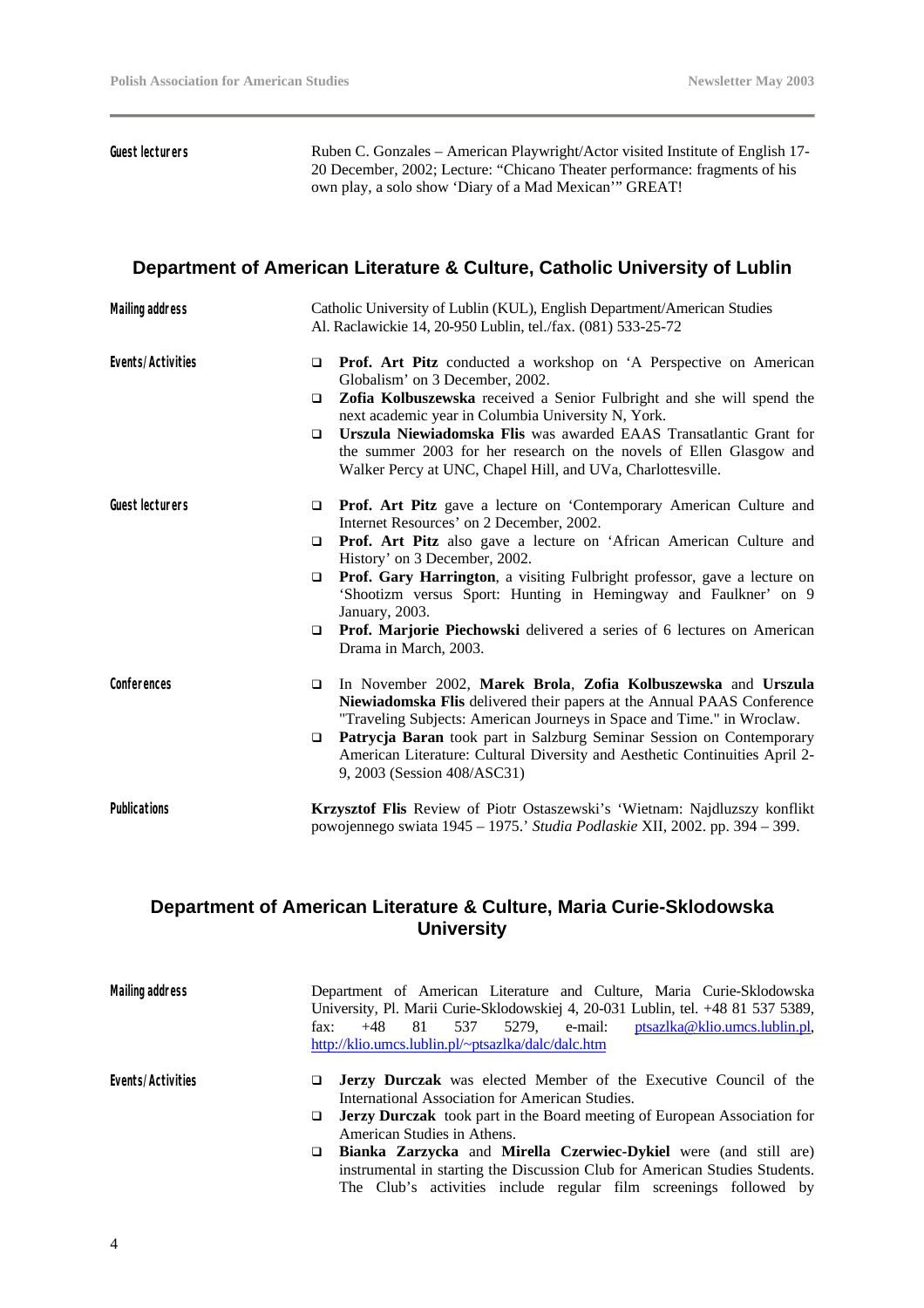**Guest lecturers**

Ruben C. Gonzales – American Playwright/Actor visited Institute of English 17-20 December, 2002; Lecture: "Chicano Theater performance: fragments of his own play, a solo show 'Diary of a Mad Mexican'" GREAT!

## Department of American Literature & Culture, Catholic University of Lublin

**Mailing address**

Catholic University of Lublin (KUL), English Department/American Studies
Al. Raclawickie 14, 20-950 Lublin, tel./fax. (081) 533-25-72

**Events/Activities**

- **Prof. Art Pitz** conducted a workshop on 'A Perspective on American Globalism' on 3 December, 2002.
- **Zofia Kolbuszewska** received a Senior Fulbright and she will spend the next academic year in Columbia University N, York.
- **Urszula Niewiadomska Flis** was awarded EAAS Transatlantic Grant for the summer 2003 for her research on the novels of Ellen Glasgow and Walker Percy at UNC, Chapel Hill, and UVa, Charlottesville.

**Guest lecturers**

- **Prof. Art Pitz** gave a lecture on 'Contemporary American Culture and Internet Resources' on 2 December, 2002.
- **Prof. Art Pitz** also gave a lecture on 'African American Culture and History' on 3 December, 2002.
- **Prof. Gary Harrington**, a visiting Fulbright professor, gave a lecture on 'Shootizm versus Sport: Hunting in Hemingway and Faulkner' on 9 January, 2003.
- **Prof. Marjorie Piechowski** delivered a series of 6 lectures on American Drama in March, 2003.

**Conferences**

- In November 2002, **Marek Brola**, **Zofia Kolbuszewska** and **Urszula Niewiadomska Flis** delivered their papers at the Annual PAAS Conference "Traveling Subjects: American Journeys in Space and Time." in Wroclaw.
- **Patrycja Baran** took part in Salzburg Seminar Session on Contemporary American Literature: Cultural Diversity and Aesthetic Continuities April 2-9, 2003 (Session 408/ASC31)

**Publications**

**Krzysztof Flis** Review of Piotr Ostaszewski's 'Wietnam: Najdluzszy konflikt powojennego swiata 1945 – 1975.' *Studia Podlaskie* XII, 2002. pp. 394 – 399.

## Department of American Literature & Culture, Maria Curie-Sklodowska University

**Mailing address**

Department of American Literature and Culture, Maria Curie-Sklodowska University, Pl. Marii Curie-Sklodowskiej 4, 20-031 Lublin, tel. +48 81 537 5389, fax: +48 81 537 5279, e-mail: ptsazlka@klio.umcs.lublin.pl, http://klio.umcs.lublin.pl/~ptsazlka/dalc/dalc.htm

**Events/Activities**

- **Jerzy Durczak** was elected Member of the Executive Council of the International Association for American Studies.
- **Jerzy Durczak** took part in the Board meeting of European Association for American Studies in Athens.
- **Bianka Zarzycka** and **Mirella Czerwiec-Dykiel** were (and still are) instrumental in starting the Discussion Club for American Studies Students. The Club's activities include regular film screenings followed by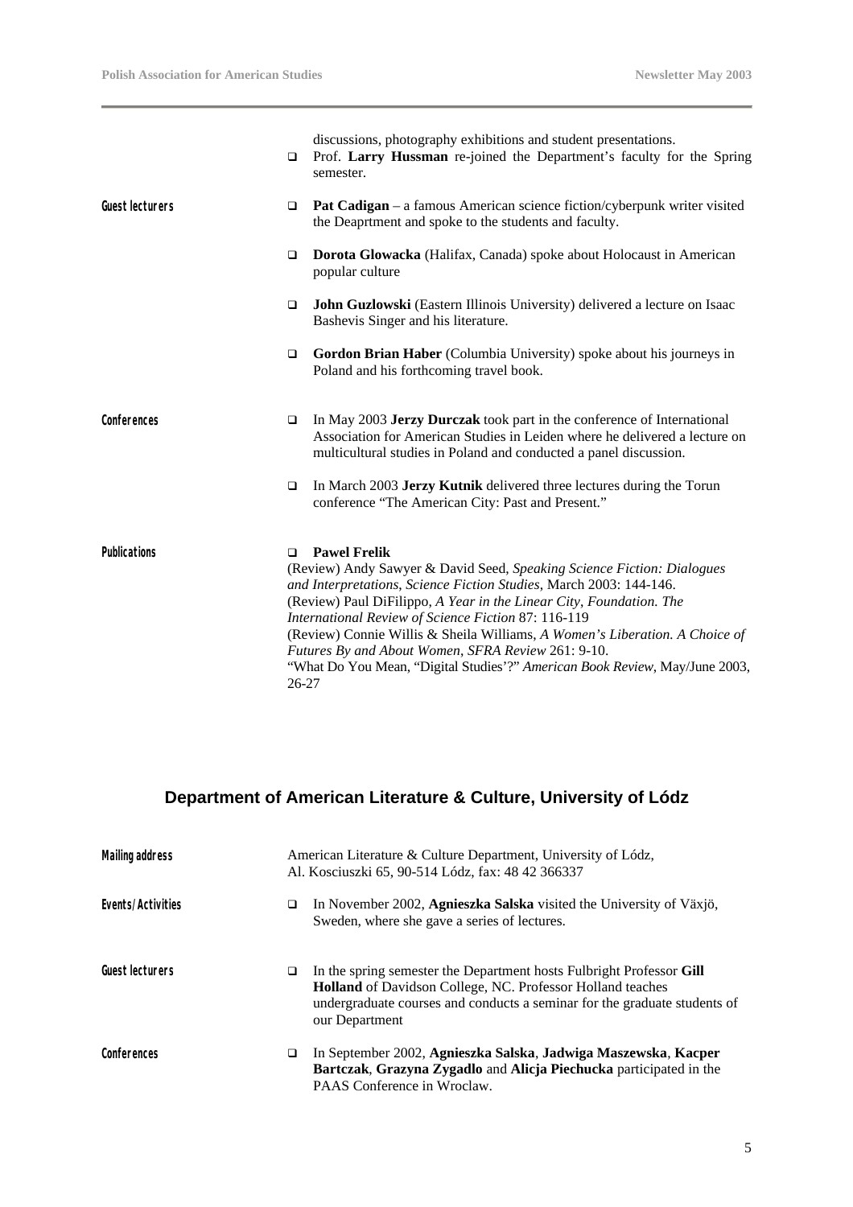- discussions, photography exhibitions and student presentations.
- Prof. **Larry Hussman** re-joined the Department's faculty for the Spring semester.

**Guest lecturers**

- **Pat Cadigan** – a famous American science fiction/cyberpunk writer visited the Deaprtment and spoke to the students and faculty.
- **Dorota Glowacka** (Halifax, Canada) spoke about Holocaust in American popular culture
- **John Guzlowski** (Eastern Illinois University) delivered a lecture on Isaac Bashevis Singer and his literature.
- **Gordon Brian Haber** (Columbia University) spoke about his journeys in Poland and his forthcoming travel book.

**Conferences**

- In May 2003 **Jerzy Durczak** took part in the conference of International Association for American Studies in Leiden where he delivered a lecture on multicultural studies in Poland and conducted a panel discussion.
- In March 2003 **Jerzy Kutnik** delivered three lectures during the Torun conference "The American City: Past and Present."

**Publications**

- **Pawel Frelik**

(Review) Andy Sawyer & David Seed, *Speaking Science Fiction: Dialogues and Interpretations*, *Science Fiction Studies*, March 2003: 144-146.
(Review) Paul DiFilippo, *A Year in the Linear City*, *Foundation. The International Review of Science Fiction* 87: 116-119
(Review) Connie Willis & Sheila Williams, *A Women's Liberation. A Choice of Futures By and About Women*, *SFRA Review* 261: 9-10.
"What Do You Mean, "Digital Studies'?" *American Book Review*, May/June 2003, 26-27

## Department of American Literature & Culture, University of Lódz

**Mailing address**

American Literature & Culture Department, University of Lódz,
Al. Kosciuszki 65, 90-514 Lódz, fax: 48 42 366337

**Events/Activities**

- In November 2002, **Agnieszka Salska** visited the University of Växjö, Sweden, where she gave a series of lectures.

**Guest lecturers**

- In the spring semester the Department hosts Fulbright Professor **Gill Holland** of Davidson College, NC. Professor Holland teaches undergraduate courses and conducts a seminar for the graduate students of our Department

**Conferences**

- In September 2002, **Agnieszka Salska**, **Jadwiga Maszewska**, **Kacper Bartczak**, **Grazyna Zygadlo** and **Alicja Piechucka** participated in the PAAS Conference in Wroclaw.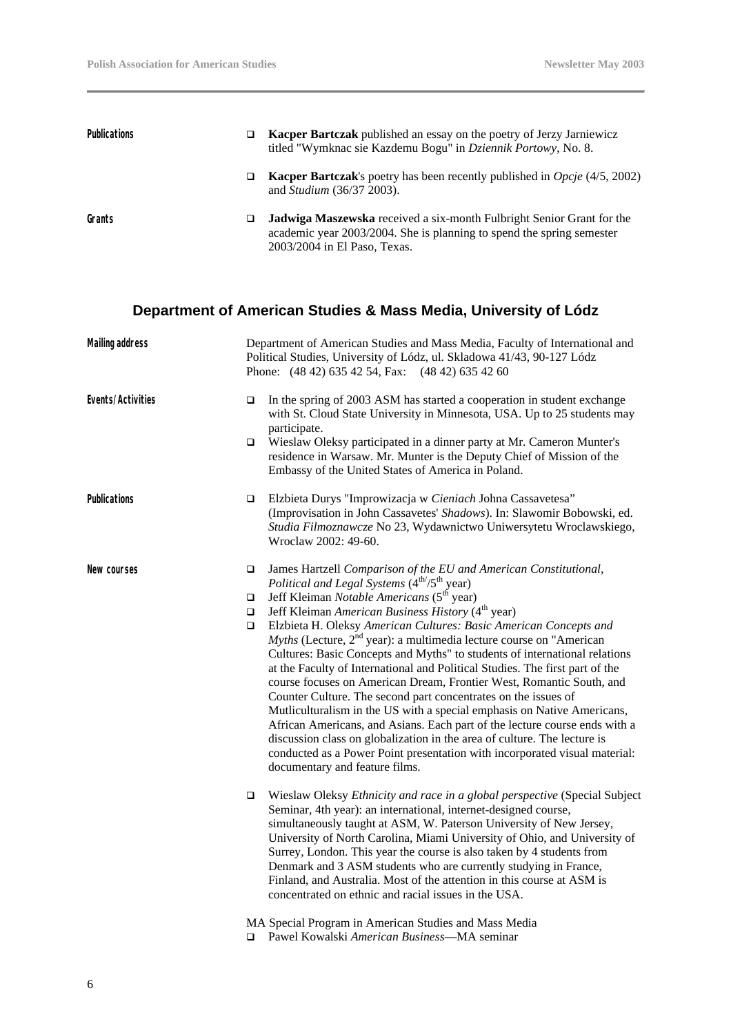**Publications**

- **Kacper Bartczak** published an essay on the poetry of Jerzy Jarniewicz titled "Wymknac sie Kazdemu Bogu" in *Dziennik Portowy*, No. 8.
- **Kacper Bartczak**'s poetry has been recently published in *Opcje* (4/5, 2002) and *Studium* (36/37 2003).

**Grants**

- **Jadwiga Maszewska** received a six-month Fulbright Senior Grant for the academic year 2003/2004. She is planning to spend the spring semester 2003/2004 in El Paso, Texas.

## Department of American Studies & Mass Media, University of Lódz

**Mailing address**

Department of American Studies and Mass Media, Faculty of International and Political Studies, University of Lódz, ul. Skladowa 41/43, 90-127 Lódz
Phone: (48 42) 635 42 54, Fax: (48 42) 635 42 60

**Events/Activities**

- In the spring of 2003 ASM has started a cooperation in student exchange with St. Cloud State University in Minnesota, USA. Up to 25 students may participate.
- Wieslaw Oleksy participated in a dinner party at Mr. Cameron Munter's residence in Warsaw. Mr. Munter is the Deputy Chief of Mission of the Embassy of the United States of America in Poland.

**Publications**

- Elzbieta Durys "Improwizacja w *Cieniach* Johna Cassavetesa" (Improvisation in John Cassavetes' *Shadows*). In: Slawomir Bobowski, ed. *Studia Filmoznawcze* No 23, Wydawnictwo Uniwersytetu Wroclawskiego, Wroclaw 2002: 49-60.

**New courses**

- James Hartzell *Comparison of the EU and American Constitutional, Political and Legal Systems* (4th/5th year)
- Jeff Kleiman *Notable Americans* (5th year)
- Jeff Kleiman *American Business History* (4th year)
- Elzbieta H. Oleksy *American Cultures: Basic American Concepts and Myths* (Lecture, 2nd year): a multimedia lecture course on "American Cultures: Basic Concepts and Myths" to students of international relations at the Faculty of International and Political Studies. The first part of the course focuses on American Dream, Frontier West, Romantic South, and Counter Culture. The second part concentrates on the issues of Mutliculturalism in the US with a special emphasis on Native Americans, African Americans, and Asians. Each part of the lecture course ends with a discussion class on globalization in the area of culture. The lecture is conducted as a Power Point presentation with incorporated visual material: documentary and feature films.
- Wieslaw Oleksy *Ethnicity and race in a global perspective* (Special Subject Seminar, 4th year): an international, internet-designed course, simultaneously taught at ASM, W. Paterson University of New Jersey, University of North Carolina, Miami University of Ohio, and University of Surrey, London. This year the course is also taken by 4 students from Denmark and 3 ASM students who are currently studying in France, Finland, and Australia. Most of the attention in this course at ASM is concentrated on ethnic and racial issues in the USA.

MA Special Program in American Studies and Mass Media

- Pawel Kowalski *American Business*—MA seminar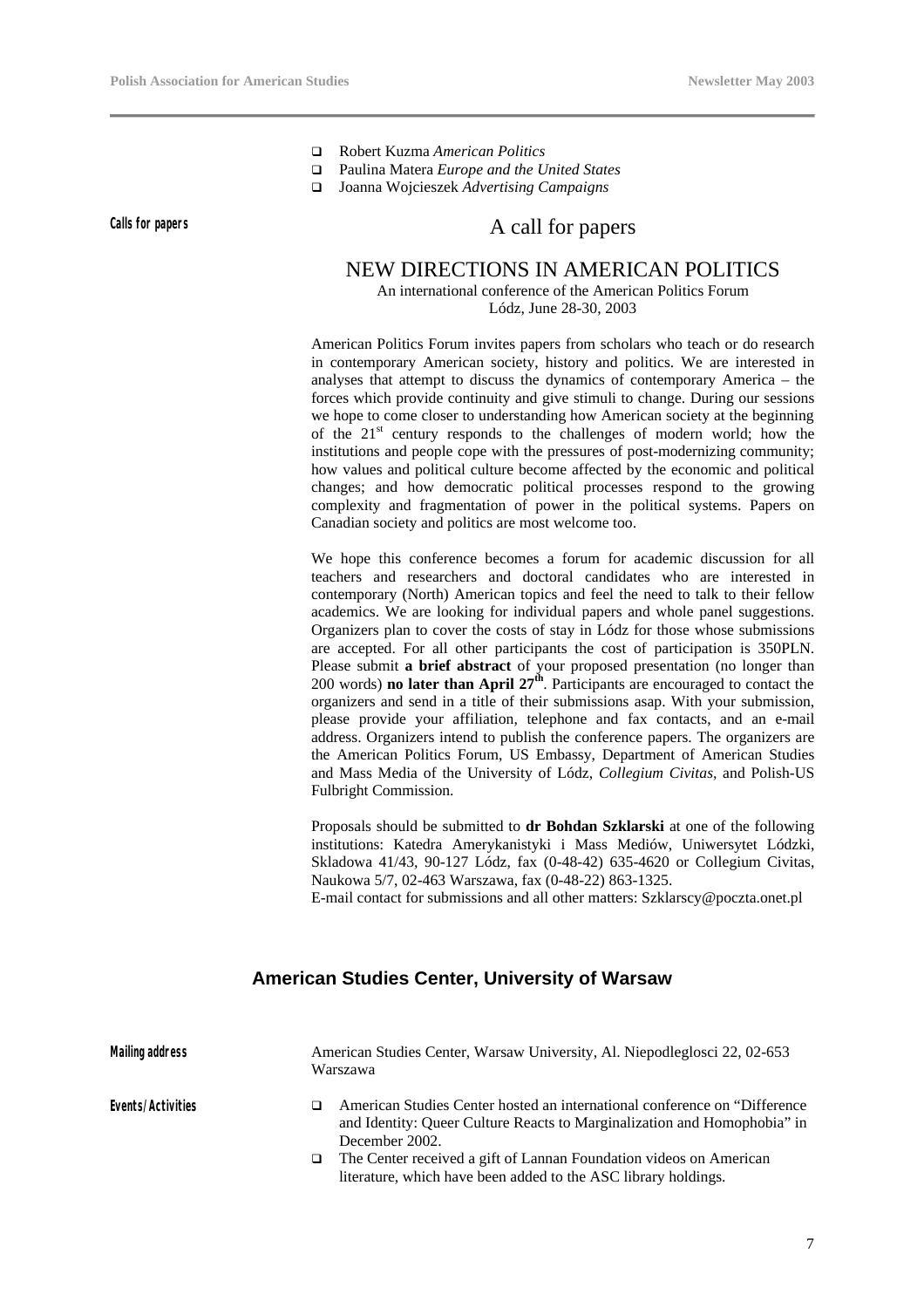- Robert Kuzma *American Politics*
- Paulina Matera *Europe and the United States*
- Joanna Wojcieszek *Advertising Campaigns*

**Calls for papers**

## A call for papers

### NEW DIRECTIONS IN AMERICAN POLITICS

An international conference of the American Politics Forum
Lódz, June 28-30, 2003

American Politics Forum invites papers from scholars who teach or do research in contemporary American society, history and politics. We are interested in analyses that attempt to discuss the dynamics of contemporary America – the forces which provide continuity and give stimuli to change. During our sessions we hope to come closer to understanding how American society at the beginning of the 21st century responds to the challenges of modern world; how the institutions and people cope with the pressures of post-modernizing community; how values and political culture become affected by the economic and political changes; and how democratic political processes respond to the growing complexity and fragmentation of power in the political systems. Papers on Canadian society and politics are most welcome too.

We hope this conference becomes a forum for academic discussion for all teachers and researchers and doctoral candidates who are interested in contemporary (North) American topics and feel the need to talk to their fellow academics. We are looking for individual papers and whole panel suggestions. Organizers plan to cover the costs of stay in Lódz for those whose submissions are accepted. For all other participants the cost of participation is 350PLN. Please submit **a brief abstract** of your proposed presentation (no longer than 200 words) **no later than April 27th**. Participants are encouraged to contact the organizers and send in a title of their submissions asap. With your submission, please provide your affiliation, telephone and fax contacts, and an e-mail address. Organizers intend to publish the conference papers. The organizers are the American Politics Forum, US Embassy, Department of American Studies and Mass Media of the University of Lódz, *Collegium Civitas*, and Polish-US Fulbright Commission.

Proposals should be submitted to **dr Bohdan Szklarski** at one of the following institutions: Katedra Amerykanistyki i Mass Mediów, Uniwersytet Lódzki, Skladowa 41/43, 90-127 Lódz, fax (0-48-42) 635-4620 or Collegium Civitas, Naukowa 5/7, 02-463 Warszawa, fax (0-48-22) 863-1325.
E-mail contact for submissions and all other matters: Szklarscy@poczta.onet.pl

## American Studies Center, University of Warsaw

**Mailing address**

American Studies Center, Warsaw University, Al. Niepodleglosci 22, 02-653 Warszawa

**Events/Activities**

- American Studies Center hosted an international conference on "Difference and Identity: Queer Culture Reacts to Marginalization and Homophobia" in December 2002.
- The Center received a gift of Lannan Foundation videos on American literature, which have been added to the ASC library holdings.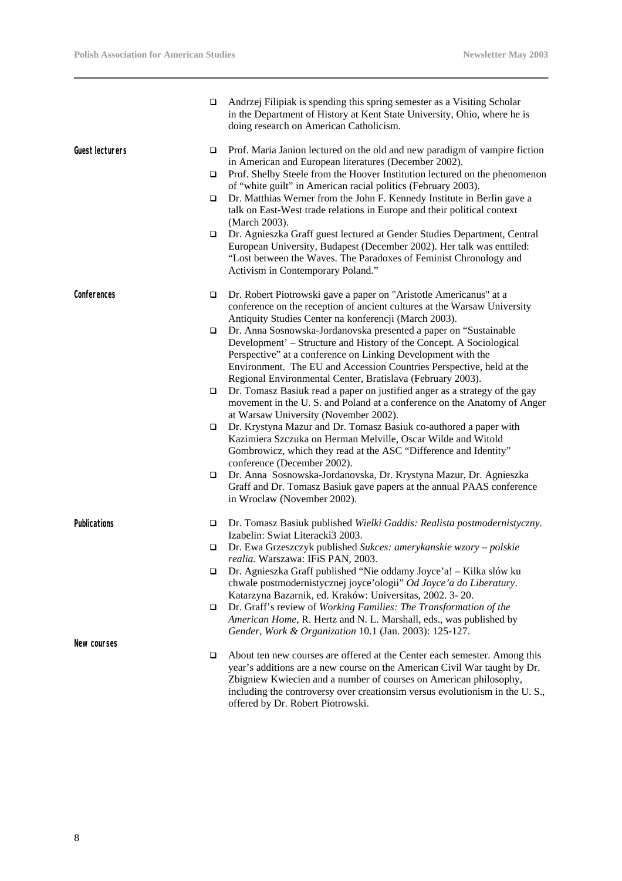- Andrzej Filipiak is spending this spring semester as a Visiting Scholar in the Department of History at Kent State University, Ohio, where he is doing research on American Catholicism.

**Guest lecturers**

- Prof. Maria Janion lectured on the old and new paradigm of vampire fiction in American and European literatures (December 2002).
- Prof. Shelby Steele from the Hoover Institution lectured on the phenomenon of "white guilt" in American racial politics (February 2003).
- Dr. Matthias Werner from the John F. Kennedy Institute in Berlin gave a talk on East-West trade relations in Europe and their political context (March 2003).
- Dr. Agnieszka Graff guest lectured at Gender Studies Department, Central European University, Budapest (December 2002). Her talk was enttiled: "Lost between the Waves. The Paradoxes of Feminist Chronology and Activism in Contemporary Poland."

**Conferences**

- Dr. Robert Piotrowski gave a paper on "Aristotle Americanus" at a conference on the reception of ancient cultures at the Warsaw University Antiquity Studies Center na konferencji (March 2003).
- Dr. Anna Sosnowska-Jordanovska presented a paper on "Sustainable Development' – Structure and History of the Concept. A Sociological Perspective" at a conference on Linking Development with the Environment. The EU and Accession Countries Perspective, held at the Regional Environmental Center, Bratislava (February 2003).
- Dr. Tomasz Basiuk read a paper on justified anger as a strategy of the gay movement in the U. S. and Poland at a conference on the Anatomy of Anger at Warsaw University (November 2002).
- Dr. Krystyna Mazur and Dr. Tomasz Basiuk co-authored a paper with Kazimiera Szczuka on Herman Melville, Oscar Wilde and Witold Gombrowicz, which they read at the ASC "Difference and Identity" conference (December 2002).
- Dr. Anna Sosnowska-Jordanovska, Dr. Krystyna Mazur, Dr. Agnieszka Graff and Dr. Tomasz Basiuk gave papers at the annual PAAS conference in Wroclaw (November 2002).

**Publications**

- Dr. Tomasz Basiuk published *Wielki Gaddis: Realista postmodernistyczny*. Izabelin: Swiat Literacki3 2003.
- Dr. Ewa Grzeszczyk published *Sukces: amerykanskie wzory – polskie realia.* Warszawa: IFiS PAN, 2003.
- Dr. Agnieszka Graff published "Nie oddamy Joyce'a! – Kilka slów ku chwale postmodernistycznej joyce'ologii" *Od Joyce'a do Liberatury*. Katarzyna Bazarnik, ed. Kraków: Universitas, 2002. 3- 20.
- Dr. Graff's review of *Working Families: The Transformation of the American Home*, R. Hertz and N. L. Marshall, eds., was published by *Gender, Work & Organization* 10.1 (Jan. 2003): 125-127.

**New courses**

- About ten new courses are offered at the Center each semester. Among this year's additions are a new course on the American Civil War taught by Dr. Zbigniew Kwiecien and a number of courses on American philosophy, including the controversy over creationsim versus evolutionism in the U. S., offered by Dr. Robert Piotrowski.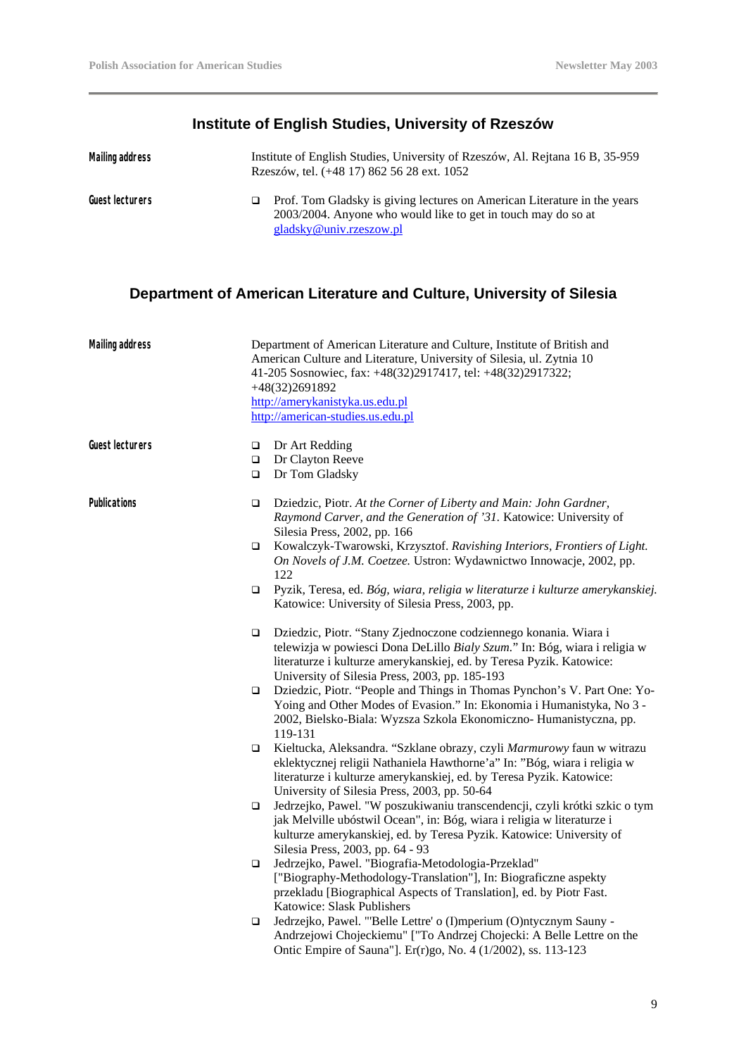## Institute of English Studies, University of Rzeszów

**Mailing address**

Institute of English Studies, University of Rzeszów, Al. Rejtana 16 B, 35-959 Rzeszów, tel. (+48 17) 862 56 28 ext. 1052

**Guest lecturers**

- Prof. Tom Gladsky is giving lectures on American Literature in the years 2003/2004. Anyone who would like to get in touch may do so at gladsky@univ.rzeszow.pl

## Department of American Literature and Culture, University of Silesia

**Mailing address**

Department of American Literature and Culture, Institute of British and American Culture and Literature, University of Silesia, ul. Zytnia 10 41-205 Sosnowiec, fax: +48(32)2917417, tel: +48(32)2917322; +48(32)2691892
http://amerykanistyka.us.edu.pl
http://american-studies.us.edu.pl

**Guest lecturers**

- Dr Art Redding
- Dr Clayton Reeve
- Dr Tom Gladsky

**Publications**

- Dziedzic, Piotr. *At the Corner of Liberty and Main: John Gardner, Raymond Carver, and the Generation of '31*. Katowice: University of Silesia Press, 2002, pp. 166
- Kowalczyk-Twarowski, Krzysztof. *Ravishing Interiors, Frontiers of Light. On Novels of J.M. Coetzee.* Ustron: Wydawnictwo Innowacje, 2002, pp. 122
- Pyzik, Teresa, ed. *Bóg, wiara, religia w literaturze i kulturze amerykanskiej.* Katowice: University of Silesia Press, 2003, pp.

- Dziedzic, Piotr. "Stany Zjednoczone codziennego konania. Wiara i telewizja w powiesci Dona DeLillo *Bialy Szum*." In: Bóg, wiara i religia w literaturze i kulturze amerykanskiej, ed. by Teresa Pyzik. Katowice: University of Silesia Press, 2003, pp. 185-193
- Dziedzic, Piotr. "People and Things in Thomas Pynchon's V. Part One: Yo-Yoing and Other Modes of Evasion." In: Ekonomia i Humanistyka, No 3 - 2002, Bielsko-Biala: Wyzsza Szkola Ekonomiczno- Humanistyczna, pp. 119-131
- Kieltucka, Aleksandra. "Szklane obrazy, czyli *Marmurowy* faun w witrazu eklektycznej religii Nathaniela Hawthorne'a" In: "Bóg, wiara i religia w literaturze i kulturze amerykanskiej, ed. by Teresa Pyzik. Katowice: University of Silesia Press, 2003, pp. 50-64
- Jedrzejko, Pawel. "W poszukiwaniu transcendencji, czyli krótki szkic o tym jak Melville ubóstwil Ocean", in: Bóg, wiara i religia w literaturze i kulturze amerykanskiej, ed. by Teresa Pyzik. Katowice: University of Silesia Press, 2003, pp. 64 - 93
- Jedrzejko, Pawel. "Biografia-Metodologia-Przeklad" ["Biography-Methodology-Translation"], In: Biograficzne aspekty przekladu [Biographical Aspects of Translation], ed. by Piotr Fast. Katowice: Slask Publishers
- Jedrzejko, Pawel. "'Belle Lettre' o (I)mperium (O)ntycznym Sauny - Andrzejowi Chojeckiemu" ["To Andrzej Chojecki: A Belle Lettre on the Ontic Empire of Sauna"]. Er(r)go, No. 4 (1/2002), ss. 113-123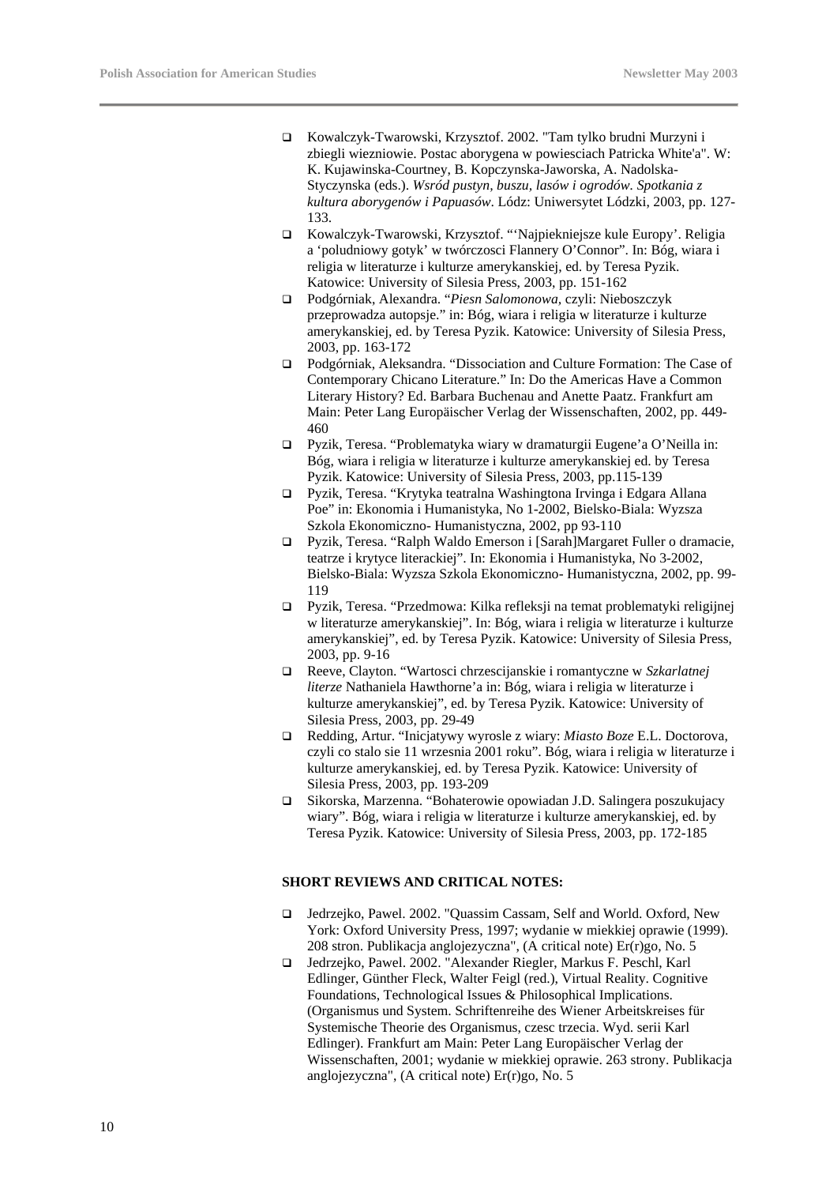- Kowalczyk-Twarowski, Krzysztof. 2002. "Tam tylko brudni Murzyni i zbiegli wiezniowie. Postac aborygena w powiesciach Patricka White'a". W: K. Kujawinska-Courtney, B. Kopczynska-Jaworska, A. Nadolska-Styczynska (eds.). *Wsród pustyn, buszu, lasów i ogrodów. Spotkania z kultura aborygenów i Papuasów*. Lódz: Uniwersytet Lódzki, 2003, pp. 127-133.
- Kowalczyk-Twarowski, Krzysztof. "'Najpiekniejsze kule Europy'. Religia a 'poludniowy gotyk' w twórczosci Flannery O'Connor". In: Bóg, wiara i religia w literaturze i kulturze amerykanskiej, ed. by Teresa Pyzik. Katowice: University of Silesia Press, 2003, pp. 151-162
- Podgórniak, Alexandra. "*Piesn Salomonowa*, czyli: Nieboszczyk przeprowadza autopsje." in: Bóg, wiara i religia w literaturze i kulturze amerykanskiej, ed. by Teresa Pyzik. Katowice: University of Silesia Press, 2003, pp. 163-172
- Podgórniak, Aleksandra. "Dissociation and Culture Formation: The Case of Contemporary Chicano Literature." In: Do the Americas Have a Common Literary History? Ed. Barbara Buchenau and Anette Paatz. Frankfurt am Main: Peter Lang Europäischer Verlag der Wissenschaften, 2002, pp. 449-460
- Pyzik, Teresa. "Problematyka wiary w dramaturgii Eugene'a O'Neilla in: Bóg, wiara i religia w literaturze i kulturze amerykanskiej ed. by Teresa Pyzik. Katowice: University of Silesia Press, 2003, pp.115-139
- Pyzik, Teresa. "Krytyka teatralna Washingtona Irvinga i Edgara Allana Poe" in: Ekonomia i Humanistyka, No 1-2002, Bielsko-Biala: Wyzsza Szkola Ekonomiczno- Humanistyczna, 2002, pp 93-110
- Pyzik, Teresa. "Ralph Waldo Emerson i [Sarah]Margaret Fuller o dramacie, teatrze i krytyce literackiej". In: Ekonomia i Humanistyka, No 3-2002, Bielsko-Biala: Wyzsza Szkola Ekonomiczno- Humanistyczna, 2002, pp. 99-119
- Pyzik, Teresa. "Przedmowa: Kilka refleksji na temat problematyki religijnej w literaturze amerykanskiej". In: Bóg, wiara i religia w literaturze i kulturze amerykanskiej", ed. by Teresa Pyzik. Katowice: University of Silesia Press, 2003, pp. 9-16
- Reeve, Clayton. "Wartosci chrzescijanskie i romantyczne w *Szkarlatnej literze* Nathaniela Hawthorne'a in: Bóg, wiara i religia w literaturze i kulturze amerykanskiej", ed. by Teresa Pyzik. Katowice: University of Silesia Press, 2003, pp. 29-49
- Redding, Artur. "Inicjatywy wyrosle z wiary: *Miasto Boze* E.L. Doctorova, czyli co stalo sie 11 wrzesnia 2001 roku". Bóg, wiara i religia w literaturze i kulturze amerykanskiej, ed. by Teresa Pyzik. Katowice: University of Silesia Press, 2003, pp. 193-209
- Sikorska, Marzenna. "Bohaterowie opowiadan J.D. Salingera poszukujacy wiary". Bóg, wiara i religia w literaturze i kulturze amerykanskiej, ed. by Teresa Pyzik. Katowice: University of Silesia Press, 2003, pp. 172-185

**SHORT REVIEWS AND CRITICAL NOTES:**

- Jedrzejko, Pawel. 2002. "Quassim Cassam, Self and World. Oxford, New York: Oxford University Press, 1997; wydanie w miekkiej oprawie (1999). 208 stron. Publikacja anglojezyczna", (A critical note) Er(r)go, No. 5
- Jedrzejko, Pawel. 2002. "Alexander Riegler, Markus F. Peschl, Karl Edlinger, Günther Fleck, Walter Feigl (red.), Virtual Reality. Cognitive Foundations, Technological Issues & Philosophical Implications. (Organismus und System. Schriftenreihe des Wiener Arbeitskreises für Systemische Theorie des Organismus, czesc trzecia. Wyd. serii Karl Edlinger). Frankfurt am Main: Peter Lang Europäischer Verlag der Wissenschaften, 2001; wydanie w miekkiej oprawie. 263 strony. Publikacja anglojezyczna", (A critical note) Er(r)go, No. 5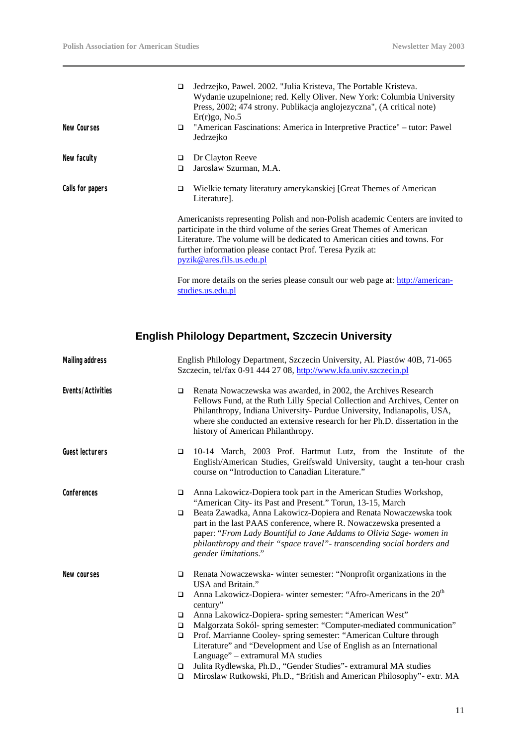- Jedrzejko, Pawel. 2002. "Julia Kristeva, The Portable Kristeva. Wydanie uzupelnione; red. Kelly Oliver. New York: Columbia University Press, 2002; 474 strony. Publikacja anglojezyczna", (A critical note) Er(r)go, No.5

**New Courses**

- "American Fascinations: America in Interpretive Practice" – tutor: Pawel Jedrzejko

**New faculty**

- Dr Clayton Reeve
- Jaroslaw Szurman, M.A.

**Calls for papers**

- Wielkie tematy literatury amerykanskiej [Great Themes of American Literature].

Americanists representing Polish and non-Polish academic Centers are invited to participate in the third volume of the series Great Themes of American Literature. The volume will be dedicated to American cities and towns. For further information please contact Prof. Teresa Pyzik at: pyzik@ares.fils.us.edu.pl

For more details on the series please consult our web page at: http://american-studies.us.edu.pl

## English Philology Department, Szczecin University

**Mailing address**

English Philology Department, Szczecin University, Al. Piastów 40B, 71-065 Szczecin, tel/fax 0-91 444 27 08, http://www.kfa.univ.szczecin.pl

**Events/Activities**

- Renata Nowaczewska was awarded, in 2002, the Archives Research Fellows Fund, at the Ruth Lilly Special Collection and Archives, Center on Philanthropy, Indiana University- Purdue University, Indianapolis, USA, where she conducted an extensive research for her Ph.D. dissertation in the history of American Philanthropy.

**Guest lecturers**

- 10-14 March, 2003 Prof. Hartmut Lutz, from the Institute of the English/American Studies, Greifswald University, taught a ten-hour crash course on "Introduction to Canadian Literature."

**Conferences**

- Anna Lakowicz-Dopiera took part in the American Studies Workshop, "American City- its Past and Present." Torun, 13-15, March
- Beata Zawadka, Anna Lakowicz-Dopiera and Renata Nowaczewska took part in the last PAAS conference, where R. Nowaczewska presented a paper: "*From Lady Bountiful to Jane Addams to Olivia Sage- women in philanthropy and their "space travel"- transcending social borders and gender limitations*."

**New courses**

- Renata Nowaczewska- winter semester: "Nonprofit organizations in the USA and Britain."
- Anna Lakowicz-Dopiera- winter semester: "Afro-Americans in the 20th century"
- Anna Lakowicz-Dopiera- spring semester: "American West"
- Malgorzata Sokól- spring semester: "Computer-mediated communication"
- Prof. Marrianne Cooley- spring semester: "American Culture through Literature" and "Development and Use of English as an International Language" – extramural MA studies
- Julita Rydlewska, Ph.D., "Gender Studies"- extramural MA studies
- Miroslaw Rutkowski, Ph.D., "British and American Philosophy"- extr. MA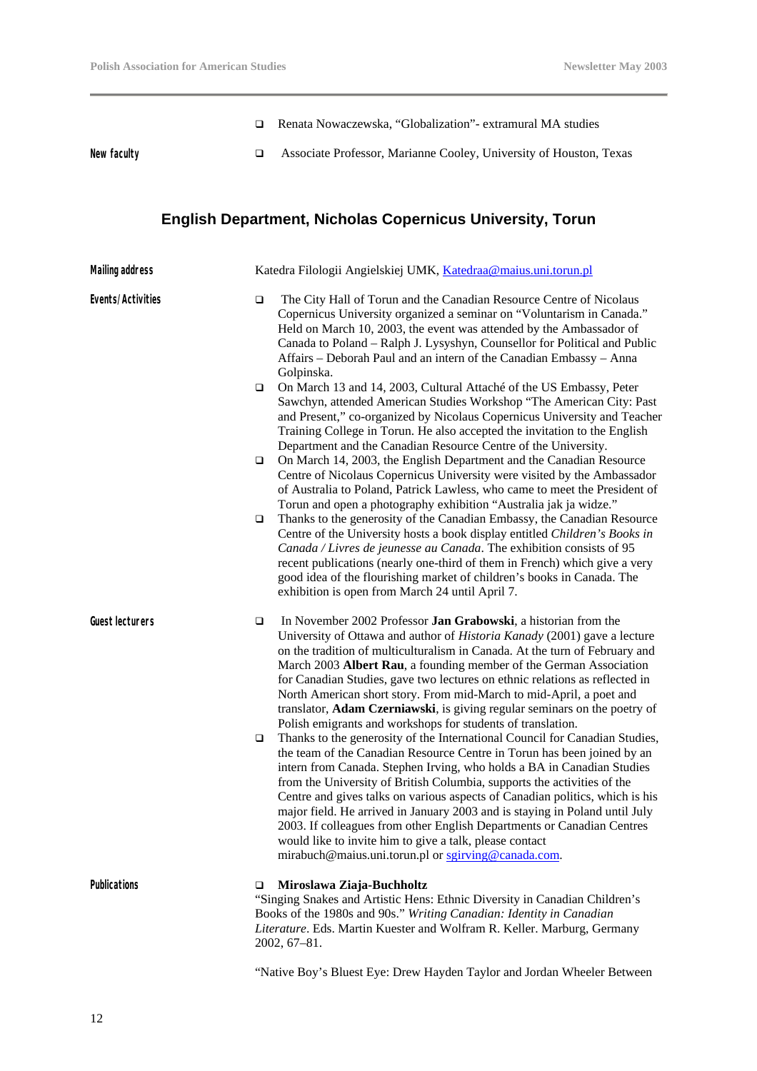- Renata Nowaczewska, "Globalization"- extramural MA studies

**New faculty**

- Associate Professor, Marianne Cooley, University of Houston, Texas

## English Department, Nicholas Copernicus University, Torun

**Mailing address**

Katedra Filologii Angielskiej UMK, Katedraa@maius.uni.torun.pl

**Events/Activities**

- The City Hall of Torun and the Canadian Resource Centre of Nicolaus Copernicus University organized a seminar on "Voluntarism in Canada." Held on March 10, 2003, the event was attended by the Ambassador of Canada to Poland – Ralph J. Lysyshyn, Counsellor for Political and Public Affairs – Deborah Paul and an intern of the Canadian Embassy – Anna Golpinska.
- On March 13 and 14, 2003, Cultural Attaché of the US Embassy, Peter Sawchyn, attended American Studies Workshop "The American City: Past and Present," co-organized by Nicolaus Copernicus University and Teacher Training College in Torun. He also accepted the invitation to the English Department and the Canadian Resource Centre of the University.
- On March 14, 2003, the English Department and the Canadian Resource Centre of Nicolaus Copernicus University were visited by the Ambassador of Australia to Poland, Patrick Lawless, who came to meet the President of Torun and open a photography exhibition "Australia jak ja widze."
- Thanks to the generosity of the Canadian Embassy, the Canadian Resource Centre of the University hosts a book display entitled *Children's Books in Canada / Livres de jeunesse au Canada*. The exhibition consists of 95 recent publications (nearly one-third of them in French) which give a very good idea of the flourishing market of children's books in Canada. The exhibition is open from March 24 until April 7.

**Guest lecturers**

- In November 2002 Professor **Jan Grabowski**, a historian from the University of Ottawa and author of *Historia Kanady* (2001) gave a lecture on the tradition of multiculturalism in Canada. At the turn of February and March 2003 **Albert Rau**, a founding member of the German Association for Canadian Studies, gave two lectures on ethnic relations as reflected in North American short story. From mid-March to mid-April, a poet and translator, **Adam Czerniawski**, is giving regular seminars on the poetry of Polish emigrants and workshops for students of translation.
- Thanks to the generosity of the International Council for Canadian Studies, the team of the Canadian Resource Centre in Torun has been joined by an intern from Canada. Stephen Irving, who holds a BA in Canadian Studies from the University of British Columbia, supports the activities of the Centre and gives talks on various aspects of Canadian politics, which is his major field. He arrived in January 2003 and is staying in Poland until July 2003. If colleagues from other English Departments or Canadian Centres would like to invite him to give a talk, please contact mirabuch@maius.uni.torun.pl or sgirving@canada.com.

**Publications**

- **Miroslawa Ziaja-Buchholtz**

"Singing Snakes and Artistic Hens: Ethnic Diversity in Canadian Children's Books of the 1980s and 90s." *Writing Canadian: Identity in Canadian Literature*. Eds. Martin Kuester and Wolfram R. Keller. Marburg, Germany 2002, 67–81.

"Native Boy's Bluest Eye: Drew Hayden Taylor and Jordan Wheeler Between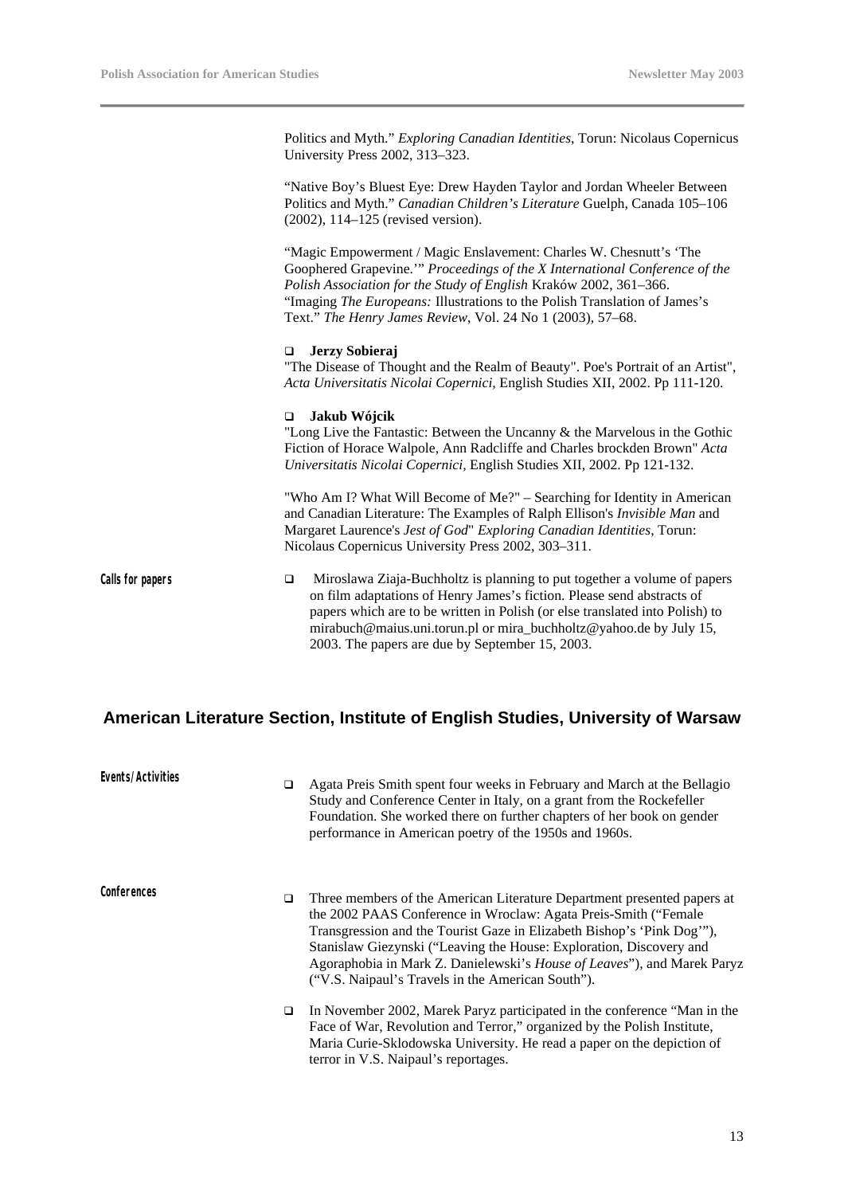Politics and Myth." *Exploring Canadian Identities*, Torun: Nicolaus Copernicus University Press 2002, 313–323.

"Native Boy's Bluest Eye: Drew Hayden Taylor and Jordan Wheeler Between Politics and Myth." *Canadian Children's Literature* Guelph, Canada 105–106 (2002), 114–125 (revised version).

"Magic Empowerment / Magic Enslavement: Charles W. Chesnutt's 'The Goophered Grapevine.'" *Proceedings of the X International Conference of the Polish Association for the Study of English* Kraków 2002, 361–366.
"Imaging *The Europeans:* Illustrations to the Polish Translation of James's Text." *The Henry James Review*, Vol. 24 No 1 (2003), 57–68.

- **Jerzy Sobieraj**

"The Disease of Thought and the Realm of Beauty". Poe's Portrait of an Artist", *Acta Universitatis Nicolai Copernici*, English Studies XII, 2002. Pp 111-120.

- **Jakub Wójcik**

"Long Live the Fantastic: Between the Uncanny & the Marvelous in the Gothic Fiction of Horace Walpole, Ann Radcliffe and Charles brockden Brown" *Acta Universitatis Nicolai Copernici*, English Studies XII, 2002. Pp 121-132.

"Who Am I? What Will Become of Me?" – Searching for Identity in American and Canadian Literature: The Examples of Ralph Ellison's *Invisible Man* and Margaret Laurence's *Jest of God*" *Exploring Canadian Identities*, Torun: Nicolaus Copernicus University Press 2002, 303–311.

**Calls for papers**

- Miroslawa Ziaja-Buchholtz is planning to put together a volume of papers on film adaptations of Henry James's fiction. Please send abstracts of papers which are to be written in Polish (or else translated into Polish) to mirabuch@maius.uni.torun.pl or mira_buchholtz@yahoo.de by July 15, 2003. The papers are due by September 15, 2003.

## American Literature Section, Institute of English Studies, University of Warsaw

**Events/Activities**

- Agata Preis Smith spent four weeks in February and March at the Bellagio Study and Conference Center in Italy, on a grant from the Rockefeller Foundation. She worked there on further chapters of her book on gender performance in American poetry of the 1950s and 1960s.

**Conferences**

- Three members of the American Literature Department presented papers at the 2002 PAAS Conference in Wroclaw: Agata Preis-Smith ("Female Transgression and the Tourist Gaze in Elizabeth Bishop's 'Pink Dog'"), Stanislaw Giezynski ("Leaving the House: Exploration, Discovery and Agoraphobia in Mark Z. Danielewski's *House of Leaves*"), and Marek Paryz ("V.S. Naipaul's Travels in the American South").

- In November 2002, Marek Paryz participated in the conference "Man in the Face of War, Revolution and Terror," organized by the Polish Institute, Maria Curie-Sklodowska University. He read a paper on the depiction of terror in V.S. Naipaul's reportages.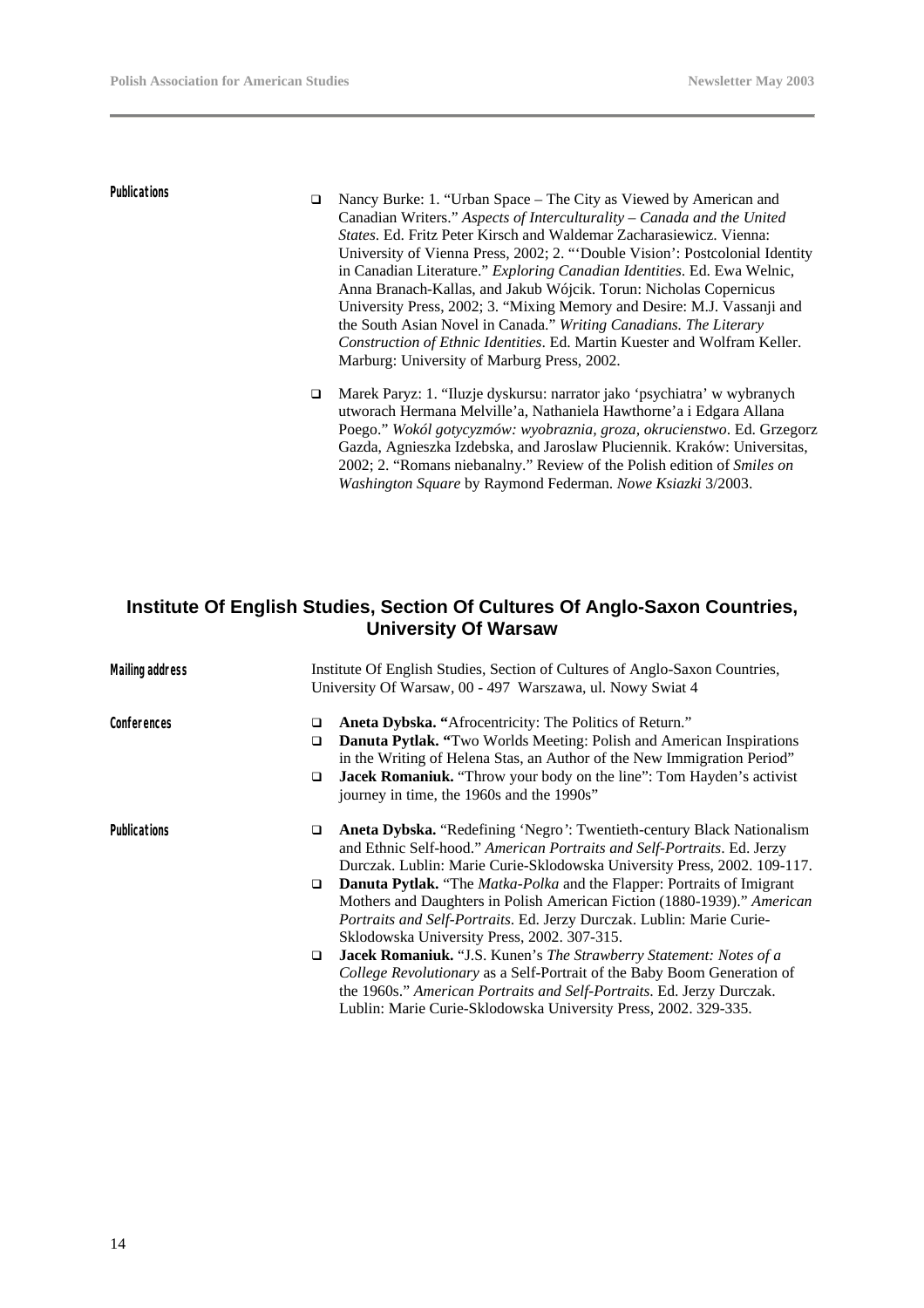**Publications**

- Nancy Burke: 1. "Urban Space – The City as Viewed by American and Canadian Writers." *Aspects of Interculturality – Canada and the United States*. Ed. Fritz Peter Kirsch and Waldemar Zacharasiewicz. Vienna: University of Vienna Press, 2002; 2. "'Double Vision': Postcolonial Identity in Canadian Literature." *Exploring Canadian Identities*. Ed. Ewa Welnic, Anna Branach-Kallas, and Jakub Wójcik. Torun: Nicholas Copernicus University Press, 2002; 3. "Mixing Memory and Desire: M.J. Vassanji and the South Asian Novel in Canada." *Writing Canadians. The Literary Construction of Ethnic Identities*. Ed. Martin Kuester and Wolfram Keller. Marburg: University of Marburg Press, 2002.
- Marek Paryz: 1. "Iluzje dyskursu: narrator jako 'psychiatra' w wybranych utworach Hermana Melville'a, Nathaniela Hawthorne'a i Edgara Allana Poego." *Wokól gotycyzmów: wyobraznia, groza, okrucienstwo*. Ed. Grzegorz Gazda, Agnieszka Izdebska, and Jaroslaw Pluciennik. Kraków: Universitas, 2002; 2. "Romans niebanalny." Review of the Polish edition of *Smiles on Washington Square* by Raymond Federman. *Nowe Ksiazki* 3/2003.

## Institute Of English Studies, Section Of Cultures Of Anglo-Saxon Countries, University Of Warsaw

**Mailing address**

Institute Of English Studies, Section of Cultures of Anglo-Saxon Countries, University Of Warsaw, 00 - 497 Warszawa, ul. Nowy Swiat 4

**Conferences**

- **Aneta Dybska. "**Afrocentricity: The Politics of Return."
- **Danuta Pytlak. "**Two Worlds Meeting: Polish and American Inspirations in the Writing of Helena Stas, an Author of the New Immigration Period"
- **Jacek Romaniuk.** "Throw your body on the line": Tom Hayden's activist journey in time, the 1960s and the 1990s"

**Publications**

- **Aneta Dybska.** "Redefining 'Negro': Twentieth-century Black Nationalism and Ethnic Self-hood." *American Portraits and Self-Portraits*. Ed. Jerzy Durczak. Lublin: Marie Curie-Sklodowska University Press, 2002. 109-117.
- **Danuta Pytlak.** "The *Matka-Polka* and the Flapper: Portraits of Imigrant Mothers and Daughters in Polish American Fiction (1880-1939)." *American Portraits and Self-Portraits*. Ed. Jerzy Durczak. Lublin: Marie Curie-Sklodowska University Press, 2002. 307-315.
- **Jacek Romaniuk.** "J.S. Kunen's *The Strawberry Statement: Notes of a College Revolutionary* as a Self-Portrait of the Baby Boom Generation of the 1960s." *American Portraits and Self-Portraits*. Ed. Jerzy Durczak. Lublin: Marie Curie-Sklodowska University Press, 2002. 329-335.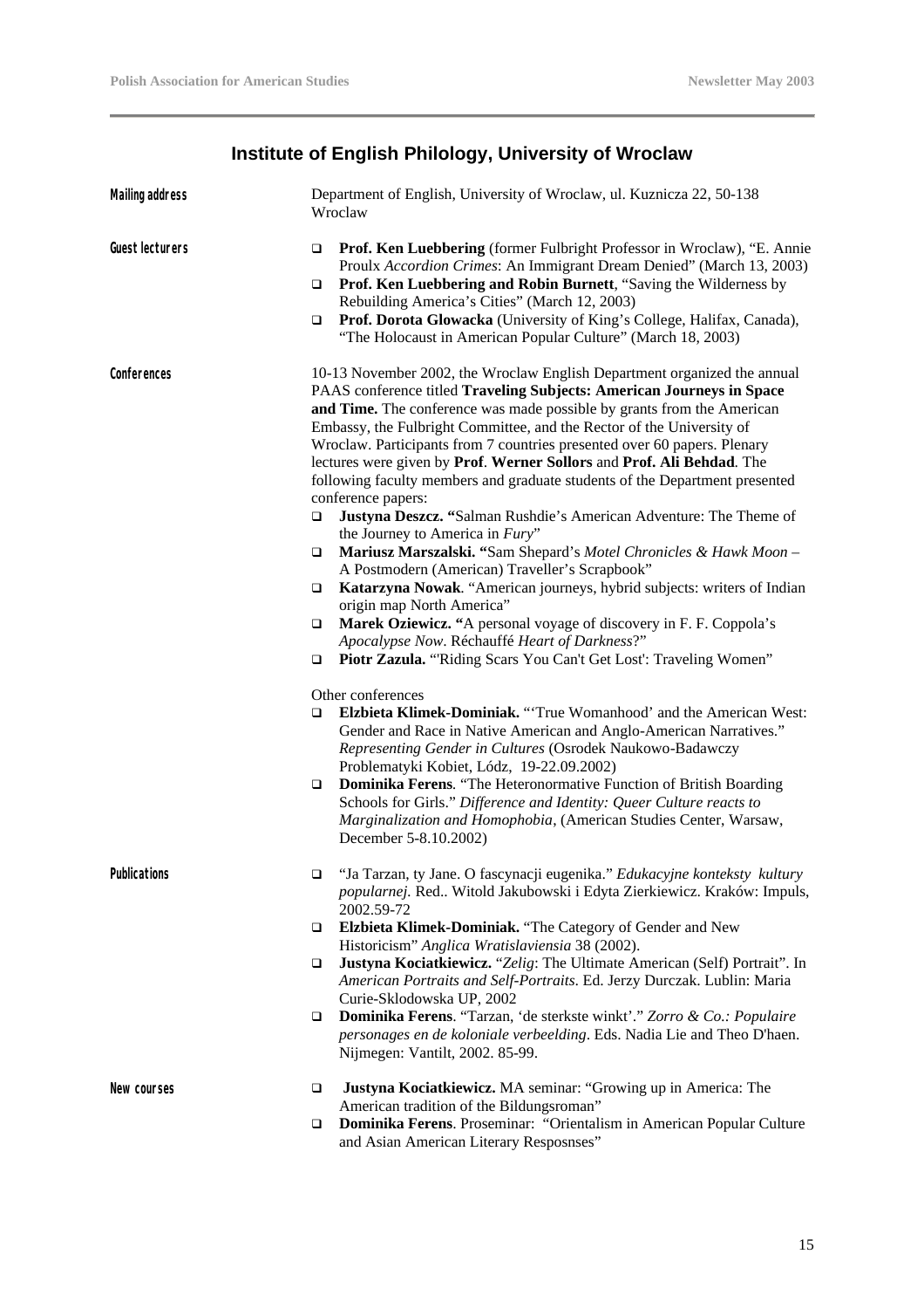## Institute of English Philology, University of Wroclaw

**Mailing address**

Department of English, University of Wroclaw, ul. Kuznicza 22, 50-138 Wroclaw

**Guest lecturers**

- **Prof. Ken Luebbering** (former Fulbright Professor in Wroclaw), "E. Annie Proulx *Accordion Crimes*: An Immigrant Dream Denied" (March 13, 2003)
- **Prof. Ken Luebbering and Robin Burnett**, "Saving the Wilderness by Rebuilding America's Cities" (March 12, 2003)
- **Prof. Dorota Glowacka** (University of King's College, Halifax, Canada), "The Holocaust in American Popular Culture" (March 18, 2003)

**Conferences**

10-13 November 2002, the Wroclaw English Department organized the annual PAAS conference titled **Traveling Subjects: American Journeys in Space and Time.** The conference was made possible by grants from the American Embassy, the Fulbright Committee, and the Rector of the University of Wroclaw. Participants from 7 countries presented over 60 papers. Plenary lectures were given by **Prof**. **Werner Sollors** and **Prof. Ali Behdad**. The following faculty members and graduate students of the Department presented conference papers:

- **Justyna Deszcz. "**Salman Rushdie's American Adventure: The Theme of the Journey to America in *Fury*"
- **Mariusz Marszalski. "**Sam Shepard's *Motel Chronicles & Hawk Moon* – A Postmodern (American) Traveller's Scrapbook"
- **Katarzyna Nowak**. "American journeys, hybrid subjects: writers of Indian origin map North America"
- **Marek Oziewicz. "**A personal voyage of discovery in F. F. Coppola's *Apocalypse Now*. Réchauffé *Heart of Darkness*?"
- **Piotr Zazula.** "'Riding Scars You Can't Get Lost': Traveling Women"

Other conferences

- **Elzbieta Klimek-Dominiak.** "'True Womanhood' and the American West: Gender and Race in Native American and Anglo-American Narratives." *Representing Gender in Cultures* (Osrodek Naukowo-Badawczy Problematyki Kobiet, Lódz, 19-22.09.2002)
- **Dominika Ferens**. "The Heteronormative Function of British Boarding Schools for Girls." *Difference and Identity: Queer Culture reacts to Marginalization and Homophobia*, (American Studies Center, Warsaw, December 5-8.10.2002)

**Publications**

- "Ja Tarzan, ty Jane. O fascynacji eugenika." *Edukacyjne konteksty kultury popularnej.* Red.. Witold Jakubowski i Edyta Zierkiewicz. Kraków: Impuls, 2002.59-72
- **Elzbieta Klimek-Dominiak.** "The Category of Gender and New Historicism" *Anglica Wratislaviensia* 38 (2002).
- **Justyna Kociatkiewicz.** "*Zelig*: The Ultimate American (Self) Portrait". In *American Portraits and Self-Portraits*. Ed. Jerzy Durczak. Lublin: Maria Curie-Sklodowska UP, 2002
- **Dominika Ferens**. "Tarzan, 'de sterkste winkt'." *Zorro & Co.: Populaire personages en de koloniale verbeelding*. Eds. Nadia Lie and Theo D'haen. Nijmegen: Vantilt, 2002. 85-99.

**New courses**

- **Justyna Kociatkiewicz.** MA seminar: "Growing up in America: The American tradition of the Bildungsroman"
- **Dominika Ferens**. Proseminar: "Orientalism in American Popular Culture and Asian American Literary Resposnses"